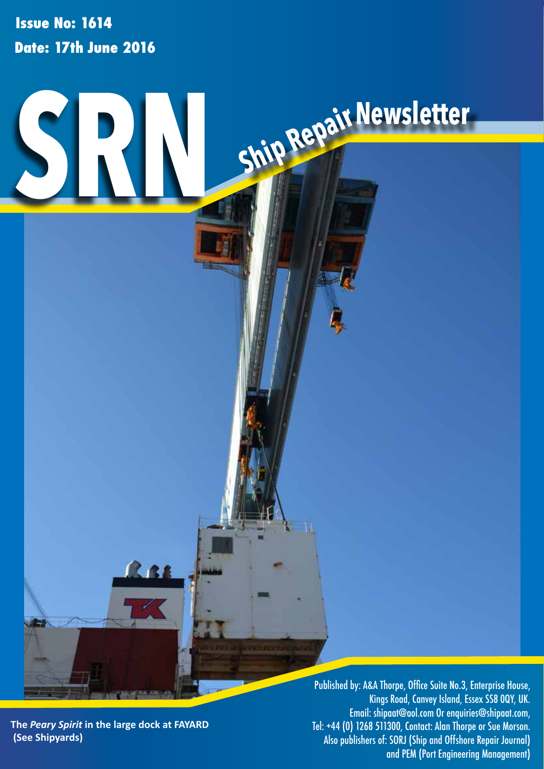**Issue No: 1614**

**Date: 17th June 2016**

# SRN Ship Repair Newsletter

**The *Peary Spirit* in the large dock at FAYARD (See Shipyards)**

Published by: A&A Thorpe, Office Suite No.3, Enterprise House, Kings Road, Canvey Island, Essex SS8 0QY, UK.
Email: shipaat@aol.com Or enquiries@shipaat.com,
Tel: +44 (0) 1268 511300, Contact: Alan Thorpe or Sue Morson.
Also publishers of: SORJ (Ship and Offshore Repair Journal) and PEM (Port Engineering Management)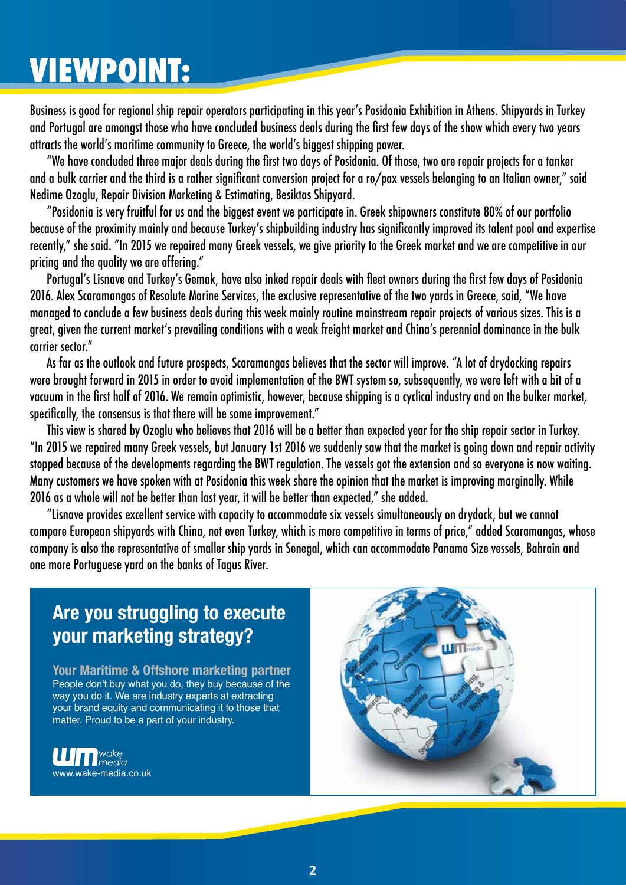# VIEWPOINT:

Business is good for regional ship repair operators participating in this year's Posidonia Exhibition in Athens. Shipyards in Turkey and Portugal are amongst those who have concluded business deals during the first few days of the show which every two years attracts the world's maritime community to Greece, the world's biggest shipping power.

"We have concluded three major deals during the first two days of Posidonia. Of those, two are repair projects for a tanker and a bulk carrier and the third is a rather significant conversion project for a ro/pax vessels belonging to an Italian owner," said Nedime Ozoglu, Repair Division Marketing & Estimating, Besiktas Shipyard.

"Posidonia is very fruitful for us and the biggest event we participate in. Greek shipowners constitute 80% of our portfolio because of the proximity mainly and because Turkey's shipbuilding industry has significantly improved its talent pool and expertise recently," she said. "In 2015 we repaired many Greek vessels, we give priority to the Greek market and we are competitive in our pricing and the quality we are offering."

Portugal's Lisnave and Turkey's Gemak, have also inked repair deals with fleet owners during the first few days of Posidonia 2016. Alex Scaramangas of Resolute Marine Services, the exclusive representative of the two yards in Greece, said, "We have managed to conclude a few business deals during this week mainly routine mainstream repair projects of various sizes. This is a great, given the current market's prevailing conditions with a weak freight market and China's perennial dominance in the bulk carrier sector."

As far as the outlook and future prospects, Scaramangas believes that the sector will improve. "A lot of drydocking repairs were brought forward in 2015 in order to avoid implementation of the BWT system so, subsequently, we were left with a bit of a vacuum in the first half of 2016. We remain optimistic, however, because shipping is a cyclical industry and on the bulker market, specifically, the consensus is that there will be some improvement."

This view is shared by Ozoglu who believes that 2016 will be a better than expected year for the ship repair sector in Turkey. "In 2015 we repaired many Greek vessels, but January 1st 2016 we suddenly saw that the market is going down and repair activity stopped because of the developments regarding the BWT regulation. The vessels got the extension and so everyone is now waiting. Many customers we have spoken with at Posidonia this week share the opinion that the market is improving marginally. While 2016 as a whole will not be better than last year, it will be better than expected," she added.

"Lisnave provides excellent service with capacity to accommodate six vessels simultaneously on drydock, but we cannot compare European shipyards with China, not even Turkey, which is more competitive in terms of price," added Scaramangas, whose company is also the representative of smaller ship yards in Senegal, which can accommodate Panama Size vessels, Bahrain and one more Portuguese yard on the banks of Tagus River.

## Are you struggling to execute your marketing strategy?

**Your Maritime & Offshore marketing partner**

People don't buy what you do, they buy because of the way you do it. We are industry experts at extracting your brand equity and communicating it to those that matter. Proud to be a part of your industry.

wake media
www.wake-media.co.uk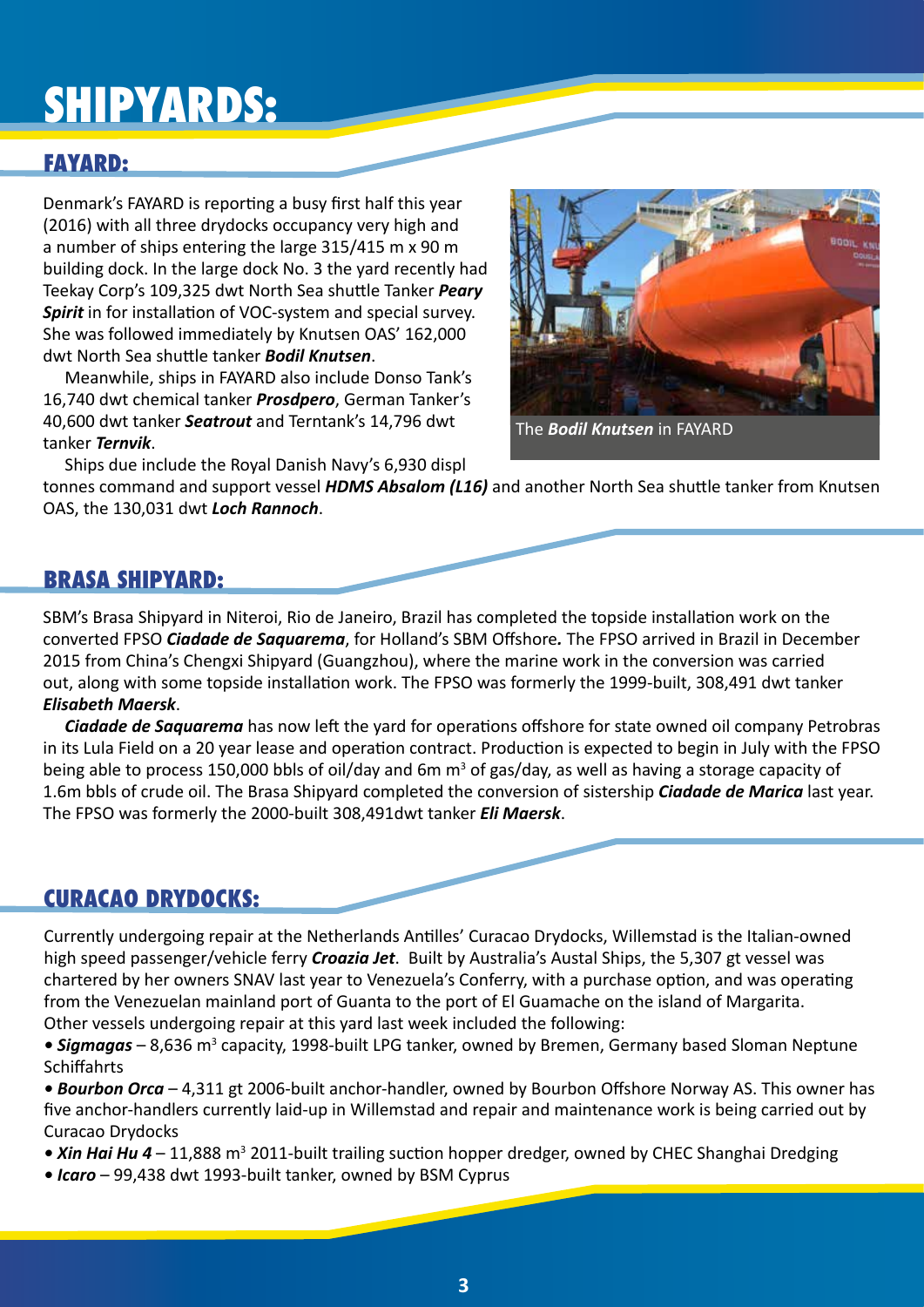# SHIPYARDS:

## FAYARD:

Denmark's FAYARD is reporting a busy first half this year (2016) with all three drydocks occupancy very high and a number of ships entering the large 315/415 m x 90 m building dock. In the large dock No. 3 the yard recently had Teekay Corp's 109,325 dwt North Sea shuttle Tanker ***Peary Spirit*** in for installation of VOC-system and special survey. She was followed immediately by Knutsen OAS' 162,000 dwt North Sea shuttle tanker ***Bodil Knutsen***.

Meanwhile, ships in FAYARD also include Donso Tank's 16,740 dwt chemical tanker ***Prosdpero***, German Tanker's 40,600 dwt tanker ***Seatrout*** and Terntank's 14,796 dwt tanker ***Ternvik***.

Ships due include the Royal Danish Navy's 6,930 displ tonnes command and support vessel ***HDMS Absalom (L16)*** and another North Sea shuttle tanker from Knutsen OAS, the 130,031 dwt ***Loch Rannoch***.

The ***Bodil Knutsen*** in FAYARD

## BRASA SHIPYARD:

SBM's Brasa Shipyard in Niteroi, Rio de Janeiro, Brazil has completed the topside installation work on the converted FPSO ***Ciadade de Saquarema***, for Holland's SBM Offshore**.** The FPSO arrived in Brazil in December 2015 from China's Chengxi Shipyard (Guangzhou), where the marine work in the conversion was carried out, along with some topside installation work. The FPSO was formerly the 1999-built, 308,491 dwt tanker ***Elisabeth Maersk***.

***Ciadade de Saquarema*** has now left the yard for operations offshore for state owned oil company Petrobras in its Lula Field on a 20 year lease and operation contract. Production is expected to begin in July with the FPSO being able to process 150,000 bbls of oil/day and 6m m$^3$ of gas/day, as well as having a storage capacity of 1.6m bbls of crude oil. The Brasa Shipyard completed the conversion of sistership ***Ciadade de Marica*** last year. The FPSO was formerly the 2000-built 308,491dwt tanker ***Eli Maersk***.

## CURACAO DRYDOCKS:

Currently undergoing repair at the Netherlands Antilles' Curacao Drydocks, Willemstad is the Italian-owned high speed passenger/vehicle ferry ***Croazia Jet***. Built by Australia's Austal Ships, the 5,307 gt vessel was chartered by her owners SNAV last year to Venezuela's Conferry, with a purchase option, and was operating from the Venezuelan mainland port of Guanta to the port of El Guamache on the island of Margarita.
Other vessels undergoing repair at this yard last week included the following:

- ***Sigmagas*** – 8,636 m$^3$ capacity, 1998-built LPG tanker, owned by Bremen, Germany based Sloman Neptune Schiffahrts
- ***Bourbon Orca*** – 4,311 gt 2006-built anchor-handler, owned by Bourbon Offshore Norway AS. This owner has five anchor-handlers currently laid-up in Willemstad and repair and maintenance work is being carried out by Curacao Drydocks
- ***Xin Hai Hu 4*** – 11,888 m$^3$ 2011-built trailing suction hopper dredger, owned by CHEC Shanghai Dredging
- ***Icaro*** – 99,438 dwt 1993-built tanker, owned by BSM Cyprus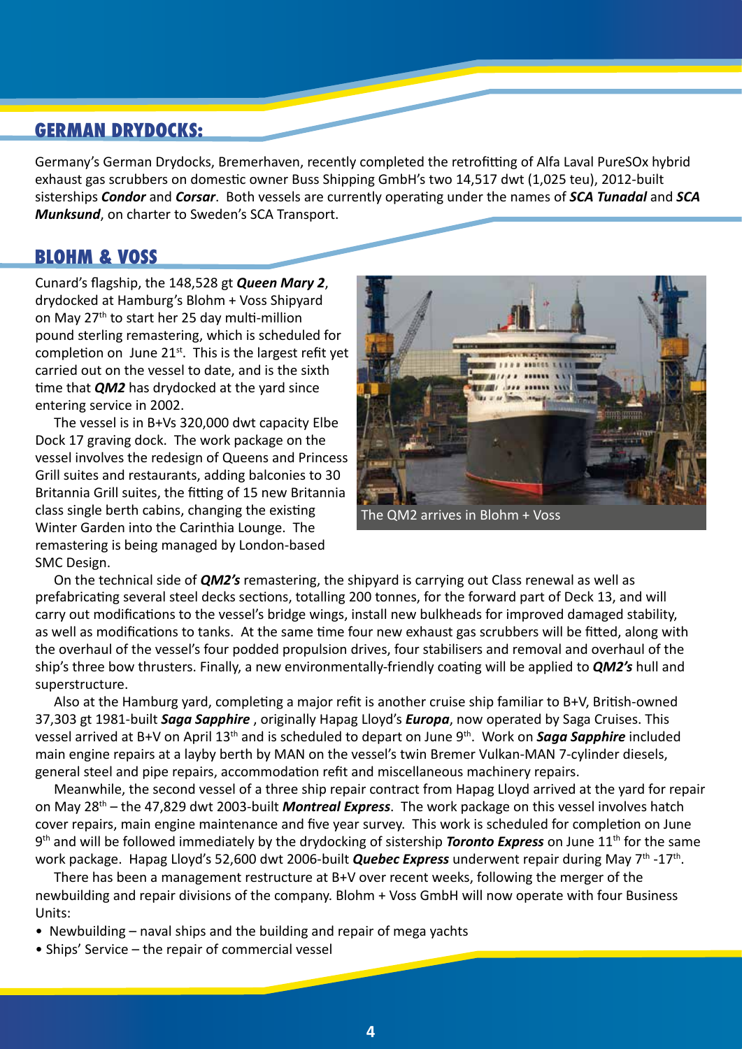## GERMAN DRYDOCKS:

Germany's German Drydocks, Bremerhaven, recently completed the retrofitting of Alfa Laval PureSOx hybrid exhaust gas scrubbers on domestic owner Buss Shipping GmbH's two 14,517 dwt (1,025 teu), 2012-built sisterships ***Condor*** and ***Corsar***. Both vessels are currently operating under the names of ***SCA Tunadal*** and ***SCA Munksund***, on charter to Sweden's SCA Transport.

## BLOHM & VOSS

Cunard's flagship, the 148,528 gt ***Queen Mary 2***, drydocked at Hamburg's Blohm + Voss Shipyard on May 27th to start her 25 day multi-million pound sterling remastering, which is scheduled for completion on June 21st. This is the largest refit yet carried out on the vessel to date, and is the sixth time that ***QM2*** has drydocked at the yard since entering service in 2002.

The vessel is in B+Vs 320,000 dwt capacity Elbe Dock 17 graving dock. The work package on the vessel involves the redesign of Queens and Princess Grill suites and restaurants, adding balconies to 30 Britannia Grill suites, the fitting of 15 new Britannia class single berth cabins, changing the existing Winter Garden into the Carinthia Lounge. The remastering is being managed by London-based SMC Design.

The QM2 arrives in Blohm + Voss

On the technical side of ***QM2's*** remastering, the shipyard is carrying out Class renewal as well as prefabricating several steel decks sections, totalling 200 tonnes, for the forward part of Deck 13, and will carry out modifications to the vessel's bridge wings, install new bulkheads for improved damaged stability, as well as modifications to tanks. At the same time four new exhaust gas scrubbers will be fitted, along with the overhaul of the vessel's four podded propulsion drives, four stabilisers and removal and overhaul of the ship's three bow thrusters. Finally, a new environmentally-friendly coating will be applied to ***QM2's*** hull and superstructure.

Also at the Hamburg yard, completing a major refit is another cruise ship familiar to B+V, British-owned 37,303 gt 1981-built ***Saga Sapphire*** , originally Hapag Lloyd's ***Europa***, now operated by Saga Cruises. This vessel arrived at B+V on April 13th and is scheduled to depart on June 9th. Work on ***Saga Sapphire*** included main engine repairs at a layby berth by MAN on the vessel's twin Bremer Vulkan-MAN 7-cylinder diesels, general steel and pipe repairs, accommodation refit and miscellaneous machinery repairs.

Meanwhile, the second vessel of a three ship repair contract from Hapag Lloyd arrived at the yard for repair on May 28th – the 47,829 dwt 2003-built ***Montreal Express***. The work package on this vessel involves hatch cover repairs, main engine maintenance and five year survey. This work is scheduled for completion on June 9th and will be followed immediately by the drydocking of sistership ***Toronto Express*** on June 11th for the same work package. Hapag Lloyd's 52,600 dwt 2006-built ***Quebec Express*** underwent repair during May 7th -17th.

There has been a management restructure at B+V over recent weeks, following the merger of the newbuilding and repair divisions of the company. Blohm + Voss GmbH will now operate with four Business Units:

- Newbuilding – naval ships and the building and repair of mega yachts
- Ships' Service – the repair of commercial vessel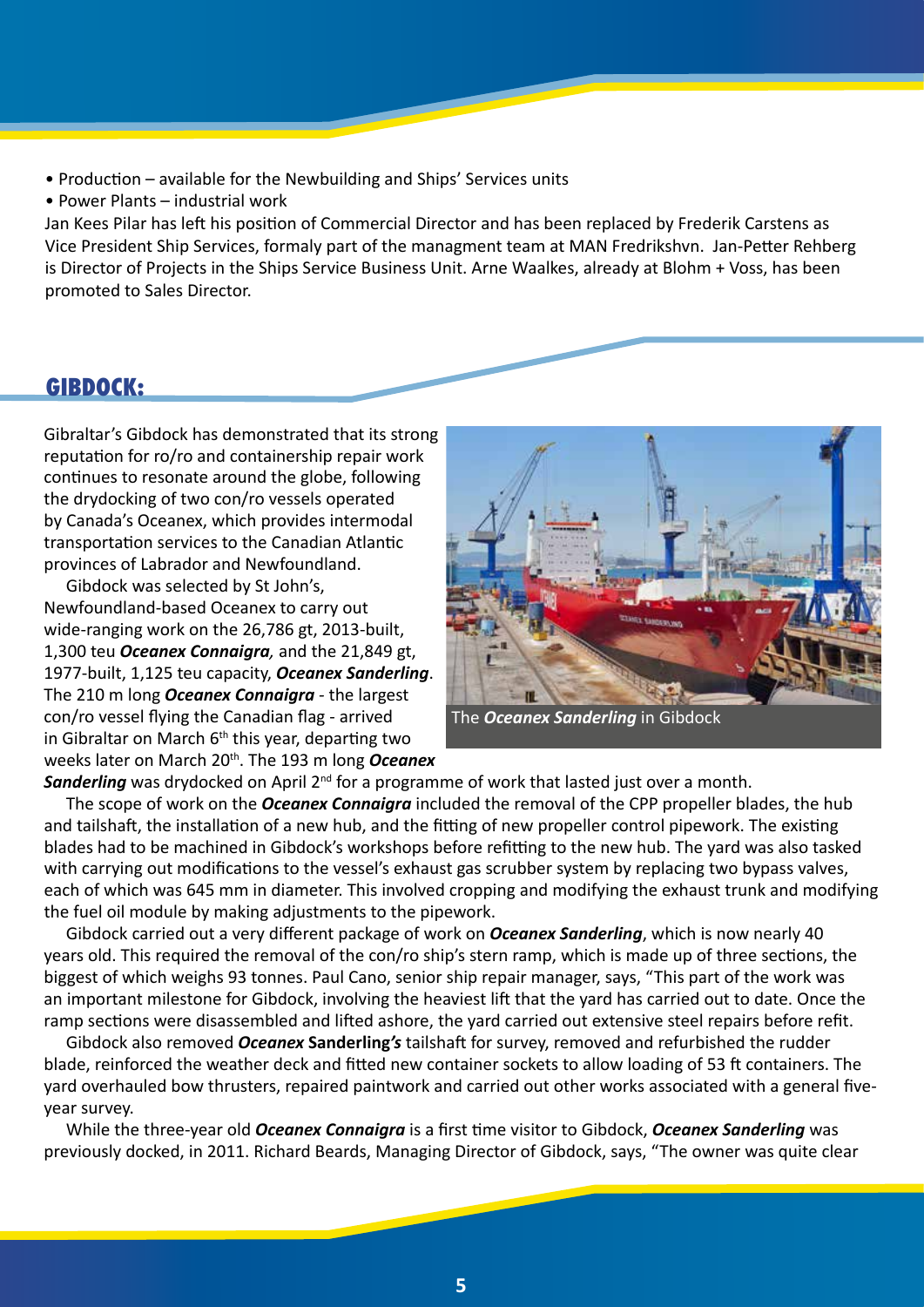- Production – available for the Newbuilding and Ships' Services units
- Power Plants – industrial work

Jan Kees Pilar has left his position of Commercial Director and has been replaced by Frederik Carstens as Vice President Ship Services, formaly part of the managment team at MAN Fredrikshvn. Jan-Petter Rehberg is Director of Projects in the Ships Service Business Unit. Arne Waalkes, already at Blohm + Voss, has been promoted to Sales Director.

## GIBDOCK:

Gibraltar's Gibdock has demonstrated that its strong reputation for ro/ro and containership repair work continues to resonate around the globe, following the drydocking of two con/ro vessels operated by Canada's Oceanex, which provides intermodal transportation services to the Canadian Atlantic provinces of Labrador and Newfoundland.

Gibdock was selected by St John's, Newfoundland-based Oceanex to carry out wide-ranging work on the 26,786 gt, 2013-built, 1,300 teu ***Oceanex Connaigra,*** and the 21,849 gt, 1977-built, 1,125 teu capacity, ***Oceanex Sanderling***. The 210 m long ***Oceanex Connaigra*** - the largest con/ro vessel flying the Canadian flag - arrived in Gibraltar on March 6th this year, departing two weeks later on March 20th. The 193 m long ***Oceanex Sanderling*** was drydocked on April 2nd for a programme of work that lasted just over a month.

The ***Oceanex Sanderling*** in Gibdock

The scope of work on the ***Oceanex Connaigra*** included the removal of the CPP propeller blades, the hub and tailshaft, the installation of a new hub, and the fitting of new propeller control pipework. The existing blades had to be machined in Gibdock's workshops before refitting to the new hub. The yard was also tasked with carrying out modifications to the vessel's exhaust gas scrubber system by replacing two bypass valves, each of which was 645 mm in diameter. This involved cropping and modifying the exhaust trunk and modifying the fuel oil module by making adjustments to the pipework.

Gibdock carried out a very different package of work on ***Oceanex Sanderling***, which is now nearly 40 years old. This required the removal of the con/ro ship's stern ramp, which is made up of three sections, the biggest of which weighs 93 tonnes. Paul Cano, senior ship repair manager, says, "This part of the work was an important milestone for Gibdock, involving the heaviest lift that the yard has carried out to date. Once the ramp sections were disassembled and lifted ashore, the yard carried out extensive steel repairs before refit.

Gibdock also removed ***Oceanex* Sanderling*'s*** tailshaft for survey, removed and refurbished the rudder blade, reinforced the weather deck and fitted new container sockets to allow loading of 53 ft containers. The yard overhauled bow thrusters, repaired paintwork and carried out other works associated with a general five-year survey.

While the three-year old ***Oceanex Connaigra*** is a first time visitor to Gibdock, ***Oceanex Sanderling*** was previously docked, in 2011. Richard Beards, Managing Director of Gibdock, says, "The owner was quite clear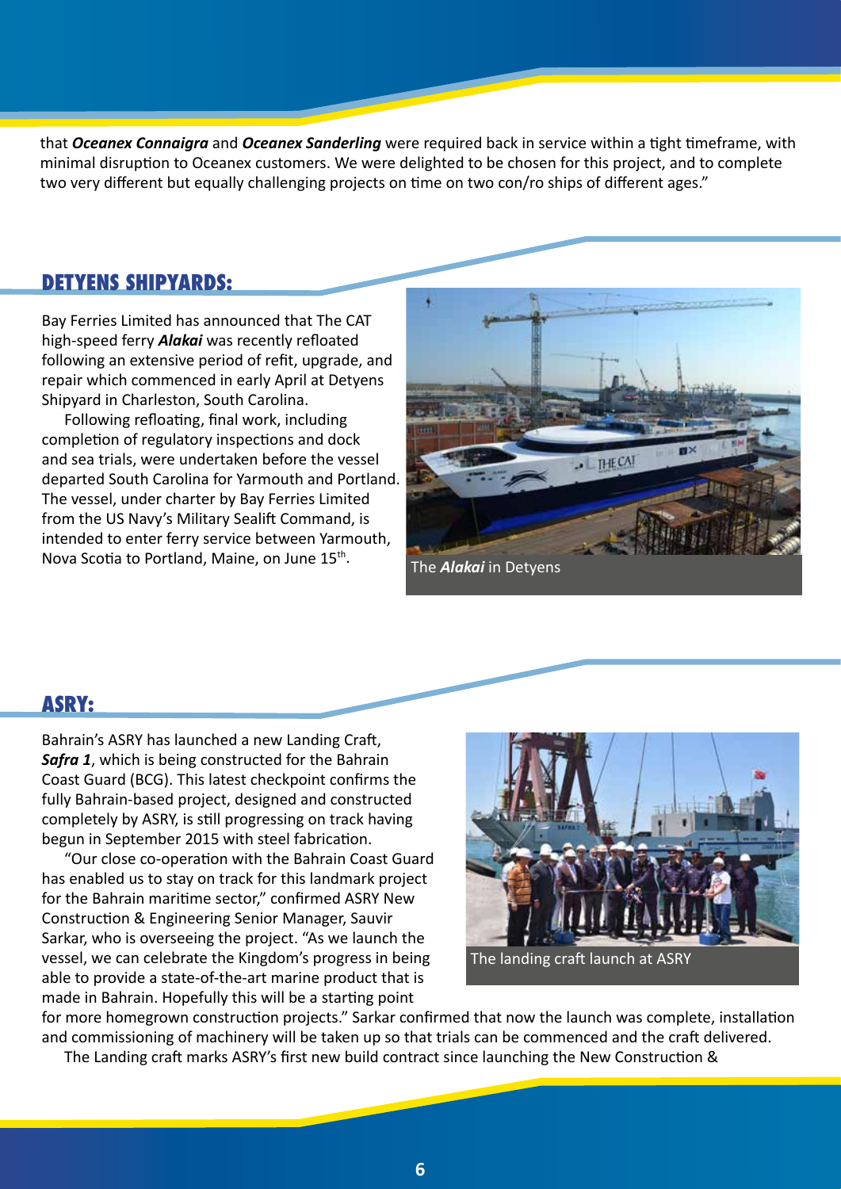that ***Oceanex Connaigra*** and ***Oceanex Sanderling*** were required back in service within a tight timeframe, with minimal disruption to Oceanex customers. We were delighted to be chosen for this project, and to complete two very different but equally challenging projects on time on two con/ro ships of different ages."

## DETYENS SHIPYARDS:

Bay Ferries Limited has announced that The CAT high-speed ferry ***Alakai*** was recently refloated following an extensive period of refit, upgrade, and repair which commenced in early April at Detyens Shipyard in Charleston, South Carolina.

Following refloating, final work, including completion of regulatory inspections and dock and sea trials, were undertaken before the vessel departed South Carolina for Yarmouth and Portland. The vessel, under charter by Bay Ferries Limited from the US Navy's Military Sealift Command, is intended to enter ferry service between Yarmouth, Nova Scotia to Portland, Maine, on June 15th.

The ***Alakai*** in Detyens

## ASRY:

Bahrain's ASRY has launched a new Landing Craft, ***Safra 1***, which is being constructed for the Bahrain Coast Guard (BCG). This latest checkpoint confirms the fully Bahrain-based project, designed and constructed completely by ASRY, is still progressing on track having begun in September 2015 with steel fabrication.

"Our close co-operation with the Bahrain Coast Guard has enabled us to stay on track for this landmark project for the Bahrain maritime sector," confirmed ASRY New Construction & Engineering Senior Manager, Sauvir Sarkar, who is overseeing the project. "As we launch the vessel, we can celebrate the Kingdom's progress in being able to provide a state-of-the-art marine product that is made in Bahrain. Hopefully this will be a starting point for more homegrown construction projects." Sarkar confirmed that now the launch was complete, installation and commissioning of machinery will be taken up so that trials can be commenced and the craft delivered.

The landing craft launch at ASRY

The Landing craft marks ASRY's first new build contract since launching the New Construction &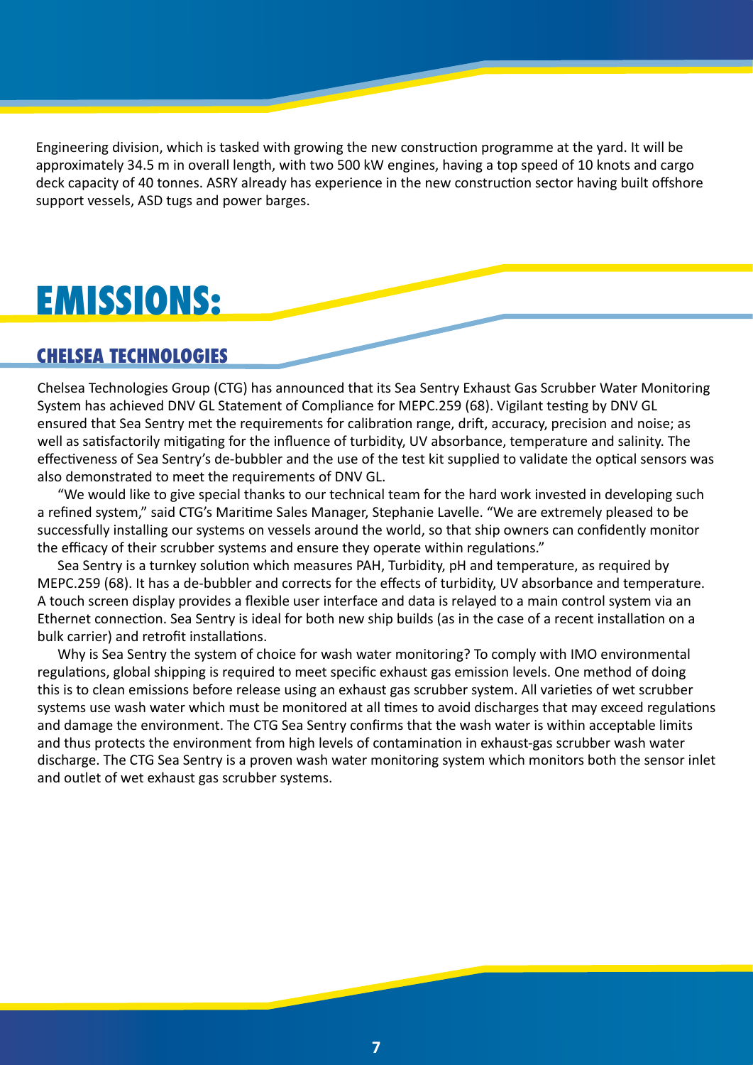Engineering division, which is tasked with growing the new construction programme at the yard. It will be approximately 34.5 m in overall length, with two 500 kW engines, having a top speed of 10 knots and cargo deck capacity of 40 tonnes. ASRY already has experience in the new construction sector having built offshore support vessels, ASD tugs and power barges.

# EMISSIONS:

## CHELSEA TECHNOLOGIES

Chelsea Technologies Group (CTG) has announced that its Sea Sentry Exhaust Gas Scrubber Water Monitoring System has achieved DNV GL Statement of Compliance for MEPC.259 (68). Vigilant testing by DNV GL ensured that Sea Sentry met the requirements for calibration range, drift, accuracy, precision and noise; as well as satisfactorily mitigating for the influence of turbidity, UV absorbance, temperature and salinity. The effectiveness of Sea Sentry's de-bubbler and the use of the test kit supplied to validate the optical sensors was also demonstrated to meet the requirements of DNV GL.

"We would like to give special thanks to our technical team for the hard work invested in developing such a refined system," said CTG's Maritime Sales Manager, Stephanie Lavelle. "We are extremely pleased to be successfully installing our systems on vessels around the world, so that ship owners can confidently monitor the efficacy of their scrubber systems and ensure they operate within regulations."

Sea Sentry is a turnkey solution which measures PAH, Turbidity, pH and temperature, as required by MEPC.259 (68). It has a de-bubbler and corrects for the effects of turbidity, UV absorbance and temperature. A touch screen display provides a flexible user interface and data is relayed to a main control system via an Ethernet connection. Sea Sentry is ideal for both new ship builds (as in the case of a recent installation on a bulk carrier) and retrofit installations.

Why is Sea Sentry the system of choice for wash water monitoring? To comply with IMO environmental regulations, global shipping is required to meet specific exhaust gas emission levels. One method of doing this is to clean emissions before release using an exhaust gas scrubber system. All varieties of wet scrubber systems use wash water which must be monitored at all times to avoid discharges that may exceed regulations and damage the environment. The CTG Sea Sentry confirms that the wash water is within acceptable limits and thus protects the environment from high levels of contamination in exhaust-gas scrubber wash water discharge. The CTG Sea Sentry is a proven wash water monitoring system which monitors both the sensor inlet and outlet of wet exhaust gas scrubber systems.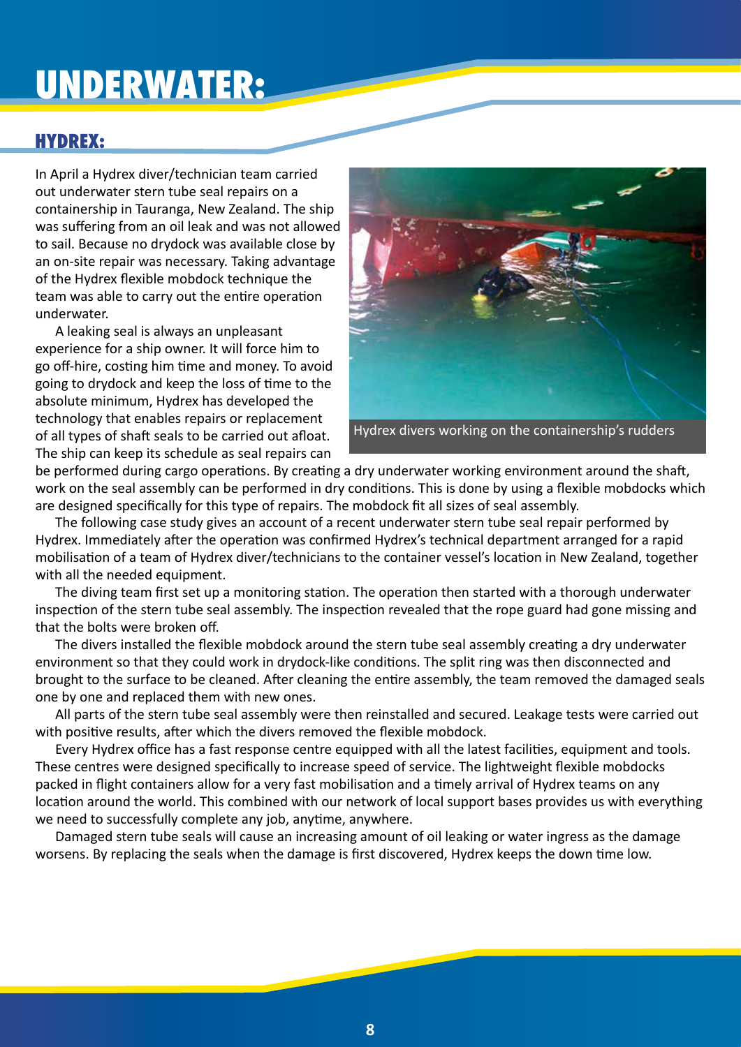# UNDERWATER:

## HYDREX:

In April a Hydrex diver/technician team carried out underwater stern tube seal repairs on a containership in Tauranga, New Zealand. The ship was suffering from an oil leak and was not allowed to sail. Because no drydock was available close by an on-site repair was necessary. Taking advantage of the Hydrex flexible mobdock technique the team was able to carry out the entire operation underwater.

A leaking seal is always an unpleasant experience for a ship owner. It will force him to go off-hire, costing him time and money. To avoid going to drydock and keep the loss of time to the absolute minimum, Hydrex has developed the technology that enables repairs or replacement of all types of shaft seals to be carried out afloat. The ship can keep its schedule as seal repairs can be performed during cargo operations. By creating a dry underwater working environment around the shaft, work on the seal assembly can be performed in dry conditions. This is done by using a flexible mobdocks which are designed specifically for this type of repairs. The mobdock fit all sizes of seal assembly.

Hydrex divers working on the containership's rudders

The following case study gives an account of a recent underwater stern tube seal repair performed by Hydrex. Immediately after the operation was confirmed Hydrex's technical department arranged for a rapid mobilisation of a team of Hydrex diver/technicians to the container vessel's location in New Zealand, together with all the needed equipment.

The diving team first set up a monitoring station. The operation then started with a thorough underwater inspection of the stern tube seal assembly. The inspection revealed that the rope guard had gone missing and that the bolts were broken off.

The divers installed the flexible mobdock around the stern tube seal assembly creating a dry underwater environment so that they could work in drydock-like conditions. The split ring was then disconnected and brought to the surface to be cleaned. After cleaning the entire assembly, the team removed the damaged seals one by one and replaced them with new ones.

All parts of the stern tube seal assembly were then reinstalled and secured. Leakage tests were carried out with positive results, after which the divers removed the flexible mobdock.

Every Hydrex office has a fast response centre equipped with all the latest facilities, equipment and tools. These centres were designed specifically to increase speed of service. The lightweight flexible mobdocks packed in flight containers allow for a very fast mobilisation and a timely arrival of Hydrex teams on any location around the world. This combined with our network of local support bases provides us with everything we need to successfully complete any job, anytime, anywhere.

Damaged stern tube seals will cause an increasing amount of oil leaking or water ingress as the damage worsens. By replacing the seals when the damage is first discovered, Hydrex keeps the down time low.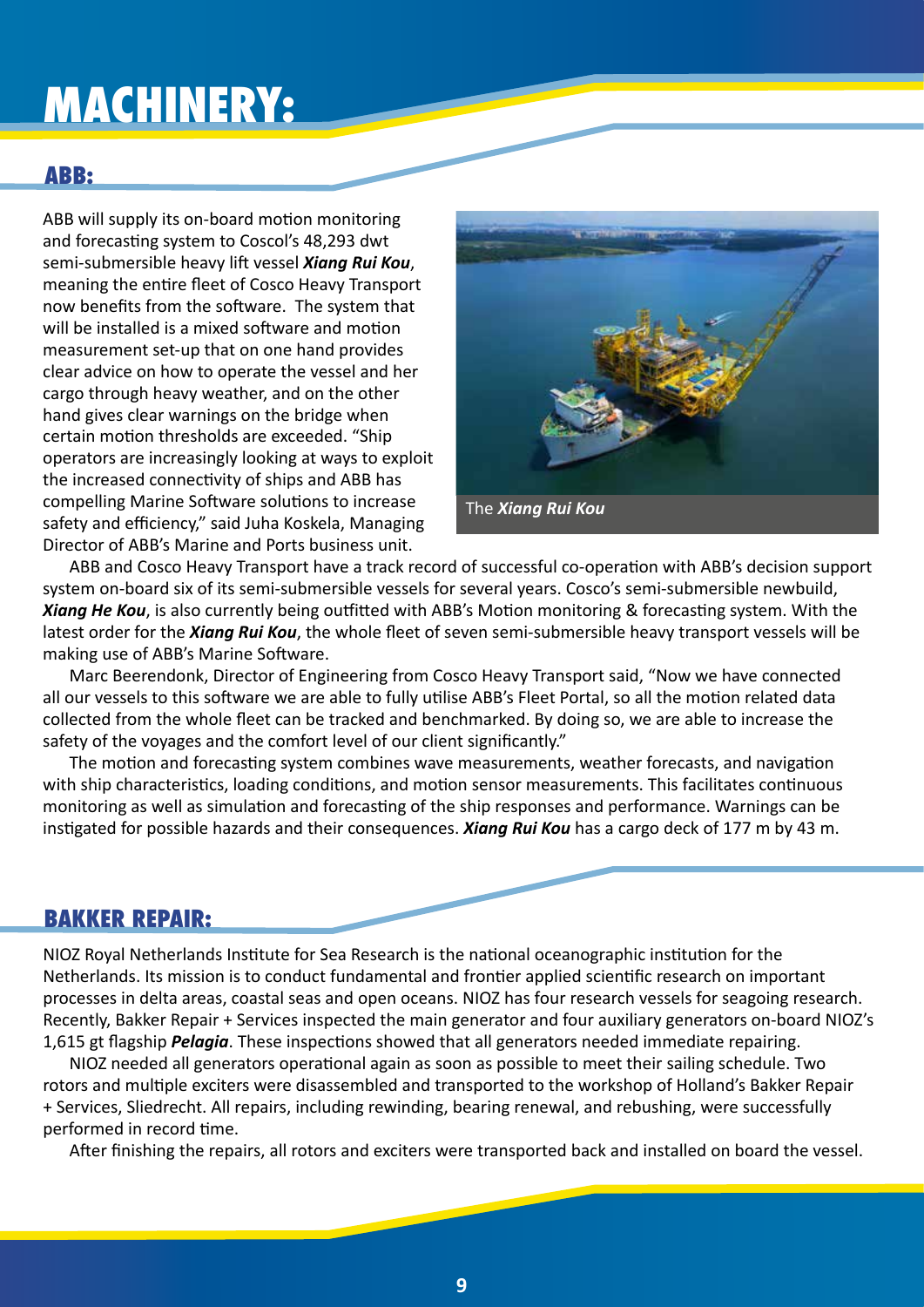# MACHINERY:

## ABB:

ABB will supply its on-board motion monitoring and forecasting system to Coscol's 48,293 dwt semi-submersible heavy lift vessel ***Xiang Rui Kou***, meaning the entire fleet of Cosco Heavy Transport now benefits from the software. The system that will be installed is a mixed software and motion measurement set-up that on one hand provides clear advice on how to operate the vessel and her cargo through heavy weather, and on the other hand gives clear warnings on the bridge when certain motion thresholds are exceeded. "Ship operators are increasingly looking at ways to exploit the increased connectivity of ships and ABB has compelling Marine Software solutions to increase safety and efficiency," said Juha Koskela, Managing Director of ABB's Marine and Ports business unit.

The ***Xiang Rui Kou***

ABB and Cosco Heavy Transport have a track record of successful co-operation with ABB's decision support system on-board six of its semi-submersible vessels for several years. Cosco's semi-submersible newbuild, ***Xiang He Kou***, is also currently being outfitted with ABB's Motion monitoring & forecasting system. With the latest order for the ***Xiang Rui Kou***, the whole fleet of seven semi-submersible heavy transport vessels will be making use of ABB's Marine Software.

Marc Beerendonk, Director of Engineering from Cosco Heavy Transport said, "Now we have connected all our vessels to this software we are able to fully utilise ABB's Fleet Portal, so all the motion related data collected from the whole fleet can be tracked and benchmarked. By doing so, we are able to increase the safety of the voyages and the comfort level of our client significantly."

The motion and forecasting system combines wave measurements, weather forecasts, and navigation with ship characteristics, loading conditions, and motion sensor measurements. This facilitates continuous monitoring as well as simulation and forecasting of the ship responses and performance. Warnings can be instigated for possible hazards and their consequences. ***Xiang Rui Kou*** has a cargo deck of 177 m by 43 m.

## BAKKER REPAIR:

NIOZ Royal Netherlands Institute for Sea Research is the national oceanographic institution for the Netherlands. Its mission is to conduct fundamental and frontier applied scientific research on important processes in delta areas, coastal seas and open oceans. NIOZ has four research vessels for seagoing research. Recently, Bakker Repair + Services inspected the main generator and four auxiliary generators on-board NIOZ's 1,615 gt flagship ***Pelagia***. These inspections showed that all generators needed immediate repairing.

NIOZ needed all generators operational again as soon as possible to meet their sailing schedule. Two rotors and multiple exciters were disassembled and transported to the workshop of Holland's Bakker Repair + Services, Sliedrecht. All repairs, including rewinding, bearing renewal, and rebushing, were successfully performed in record time.

After finishing the repairs, all rotors and exciters were transported back and installed on board the vessel.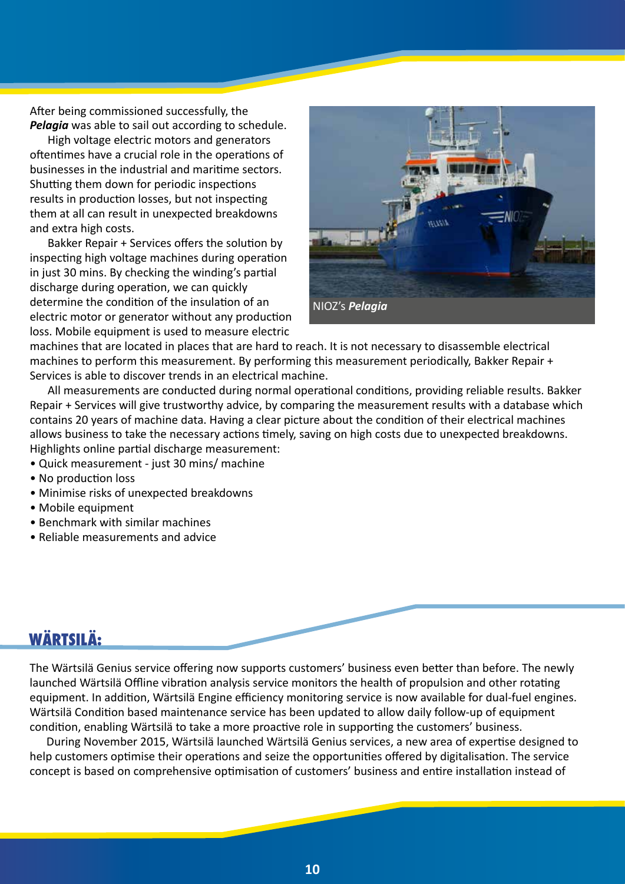After being commissioned successfully, the ***Pelagia*** was able to sail out according to schedule.

High voltage electric motors and generators oftentimes have a crucial role in the operations of businesses in the industrial and maritime sectors. Shutting them down for periodic inspections results in production losses, but not inspecting them at all can result in unexpected breakdowns and extra high costs.

Bakker Repair + Services offers the solution by inspecting high voltage machines during operation in just 30 mins. By checking the winding's partial discharge during operation, we can quickly determine the condition of the insulation of an electric motor or generator without any production loss. Mobile equipment is used to measure electric machines that are located in places that are hard to reach. It is not necessary to disassemble electrical machines to perform this measurement. By performing this measurement periodically, Bakker Repair + Services is able to discover trends in an electrical machine.

NIOZ's ***Pelagia***

All measurements are conducted during normal operational conditions, providing reliable results. Bakker Repair + Services will give trustworthy advice, by comparing the measurement results with a database which contains 20 years of machine data. Having a clear picture about the condition of their electrical machines allows business to take the necessary actions timely, saving on high costs due to unexpected breakdowns. Highlights online partial discharge measurement:

- Quick measurement - just 30 mins/ machine
- No production loss
- Minimise risks of unexpected breakdowns
- Mobile equipment
- Benchmark with similar machines
- Reliable measurements and advice

## WÄRTSILÄ:

The Wärtsilä Genius service offering now supports customers' business even better than before. The newly launched Wärtsilä Offline vibration analysis service monitors the health of propulsion and other rotating equipment. In addition, Wärtsilä Engine efficiency monitoring service is now available for dual-fuel engines. Wärtsilä Condition based maintenance service has been updated to allow daily follow-up of equipment condition, enabling Wärtsilä to take a more proactive role in supporting the customers' business.

During November 2015, Wärtsilä launched Wärtsilä Genius services, a new area of expertise designed to help customers optimise their operations and seize the opportunities offered by digitalisation. The service concept is based on comprehensive optimisation of customers' business and entire installation instead of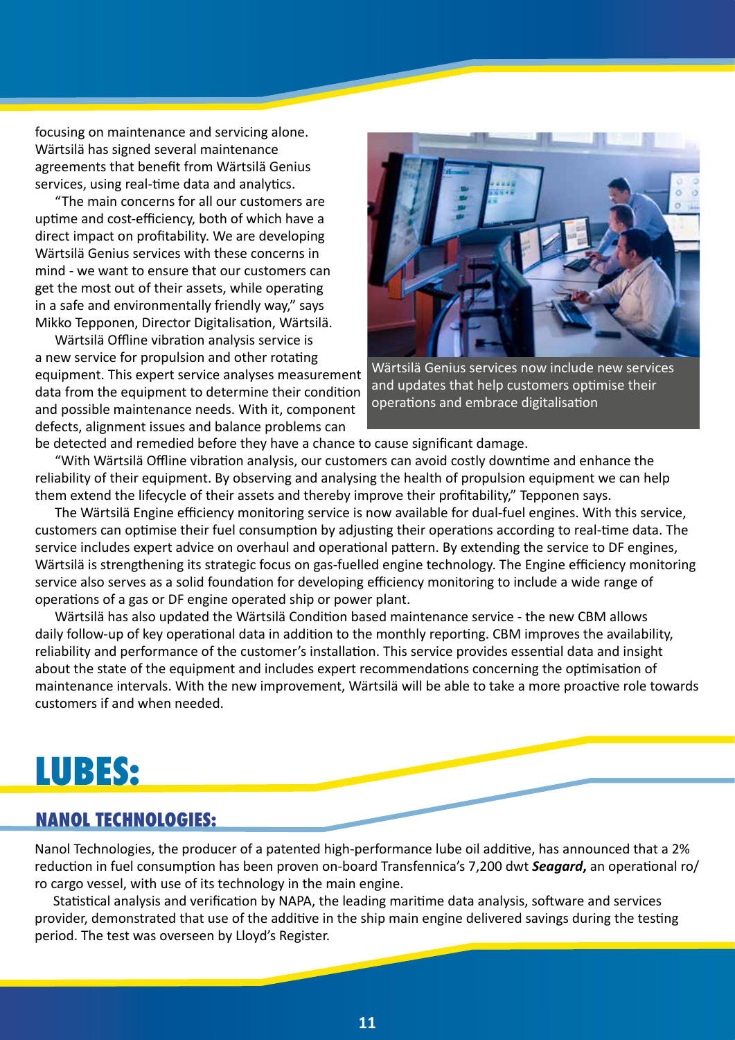focusing on maintenance and servicing alone. Wärtsilä has signed several maintenance agreements that benefit from Wärtsilä Genius services, using real-time data and analytics.

"The main concerns for all our customers are uptime and cost-efficiency, both of which have a direct impact on profitability. We are developing Wärtsilä Genius services with these concerns in mind - we want to ensure that our customers can get the most out of their assets, while operating in a safe and environmentally friendly way," says Mikko Tepponen, Director Digitalisation, Wärtsilä.

Wärtsilä Offline vibration analysis service is a new service for propulsion and other rotating equipment. This expert service analyses measurement data from the equipment to determine their condition and possible maintenance needs. With it, component defects, alignment issues and balance problems can be detected and remedied before they have a chance to cause significant damage.

Wärtsilä Genius services now include new services and updates that help customers optimise their operations and embrace digitalisation

"With Wärtsilä Offline vibration analysis, our customers can avoid costly downtime and enhance the reliability of their equipment. By observing and analysing the health of propulsion equipment we can help them extend the lifecycle of their assets and thereby improve their profitability," Tepponen says.

The Wärtsilä Engine efficiency monitoring service is now available for dual-fuel engines. With this service, customers can optimise their fuel consumption by adjusting their operations according to real-time data. The service includes expert advice on overhaul and operational pattern. By extending the service to DF engines, Wärtsilä is strengthening its strategic focus on gas-fuelled engine technology. The Engine efficiency monitoring service also serves as a solid foundation for developing efficiency monitoring to include a wide range of operations of a gas or DF engine operated ship or power plant.

Wärtsilä has also updated the Wärtsilä Condition based maintenance service - the new CBM allows daily follow-up of key operational data in addition to the monthly reporting. CBM improves the availability, reliability and performance of the customer's installation. This service provides essential data and insight about the state of the equipment and includes expert recommendations concerning the optimisation of maintenance intervals. With the new improvement, Wärtsilä will be able to take a more proactive role towards customers if and when needed.

# LUBES:

## NANOL TECHNOLOGIES:

Nanol Technologies, the producer of a patented high-performance lube oil additive, has announced that a 2% reduction in fuel consumption has been proven on-board Transfennica's 7,200 dwt ***Seagard*, **an operational ro/ro cargo vessel, with use of its technology in the main engine.

Statistical analysis and verification by NAPA, the leading maritime data analysis, software and services provider, demonstrated that use of the additive in the ship main engine delivered savings during the testing period. The test was overseen by Lloyd's Register.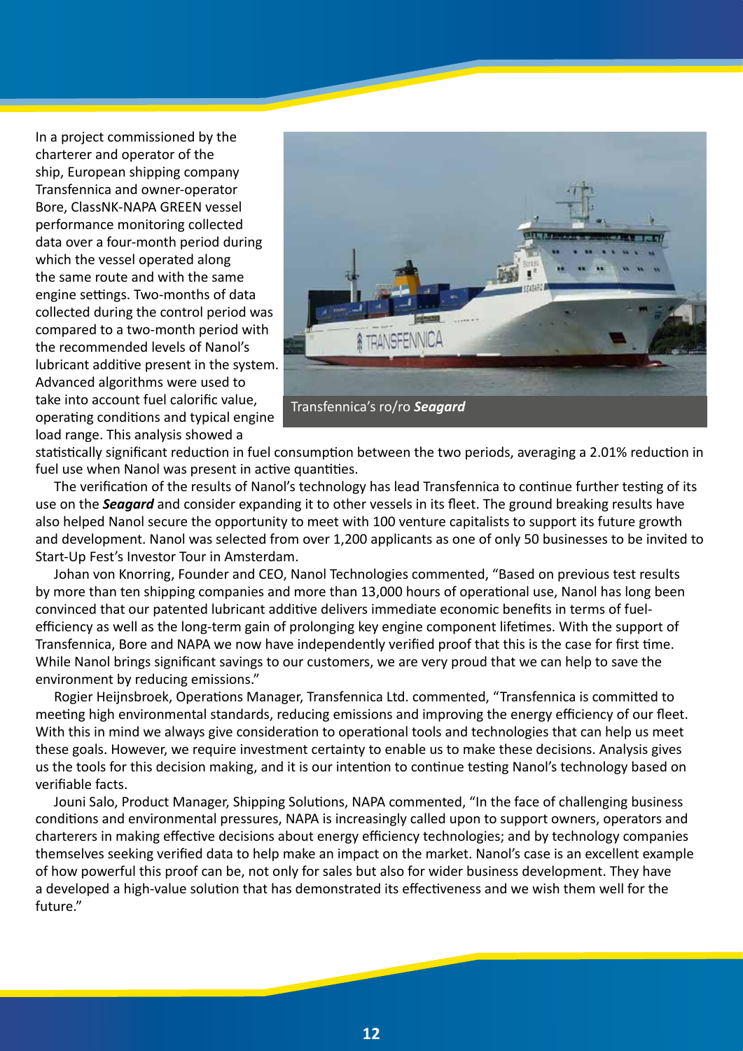In a project commissioned by the charterer and operator of the ship, European shipping company Transfennica and owner-operator Bore, ClassNK-NAPA GREEN vessel performance monitoring collected data over a four-month period during which the vessel operated along the same route and with the same engine settings. Two-months of data collected during the control period was compared to a two-month period with the recommended levels of Nanol's lubricant additive present in the system. Advanced algorithms were used to take into account fuel calorific value, operating conditions and typical engine load range. This analysis showed a statistically significant reduction in fuel consumption between the two periods, averaging a 2.01% reduction in fuel use when Nanol was present in active quantities.

Transfennica's ro/ro ***Seagard***

The verification of the results of Nanol's technology has lead Transfennica to continue further testing of its use on the ***Seagard*** and consider expanding it to other vessels in its fleet. The ground breaking results have also helped Nanol secure the opportunity to meet with 100 venture capitalists to support its future growth and development. Nanol was selected from over 1,200 applicants as one of only 50 businesses to be invited to Start-Up Fest's Investor Tour in Amsterdam.

Johan von Knorring, Founder and CEO, Nanol Technologies commented, "Based on previous test results by more than ten shipping companies and more than 13,000 hours of operational use, Nanol has long been convinced that our patented lubricant additive delivers immediate economic benefits in terms of fuel-efficiency as well as the long-term gain of prolonging key engine component lifetimes. With the support of Transfennica, Bore and NAPA we now have independently verified proof that this is the case for first time. While Nanol brings significant savings to our customers, we are very proud that we can help to save the environment by reducing emissions."

Rogier Heijnsbroek, Operations Manager, Transfennica Ltd. commented, "Transfennica is committed to meeting high environmental standards, reducing emissions and improving the energy efficiency of our fleet. With this in mind we always give consideration to operational tools and technologies that can help us meet these goals. However, we require investment certainty to enable us to make these decisions. Analysis gives us the tools for this decision making, and it is our intention to continue testing Nanol's technology based on verifiable facts.

Jouni Salo, Product Manager, Shipping Solutions, NAPA commented, "In the face of challenging business conditions and environmental pressures, NAPA is increasingly called upon to support owners, operators and charterers in making effective decisions about energy efficiency technologies; and by technology companies themselves seeking verified data to help make an impact on the market. Nanol's case is an excellent example of how powerful this proof can be, not only for sales but also for wider business development. They have a developed a high-value solution that has demonstrated its effectiveness and we wish them well for the future."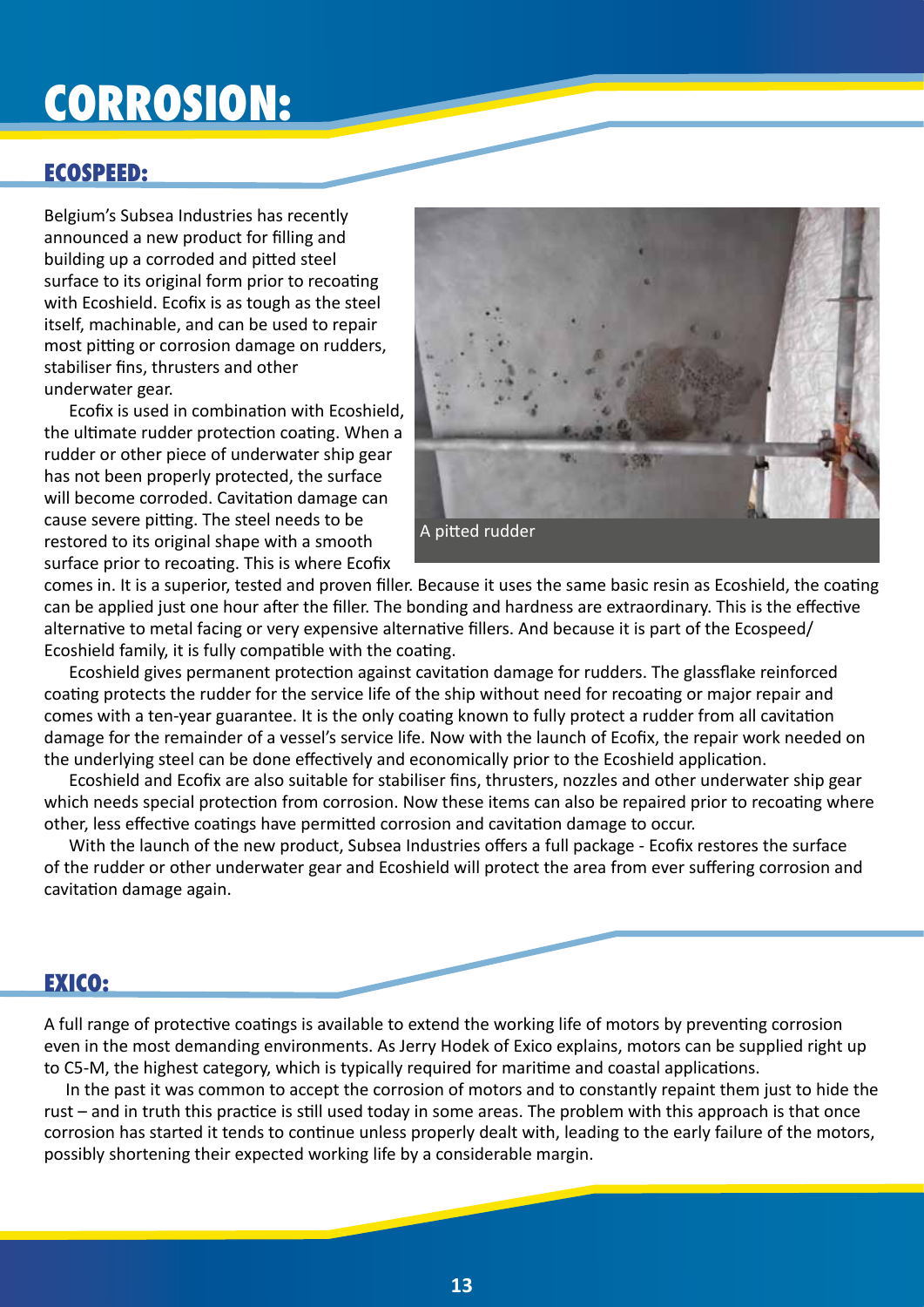# CORROSION:

## ECOSPEED:

Belgium's Subsea Industries has recently announced a new product for filling and building up a corroded and pitted steel surface to its original form prior to recoating with Ecoshield. Ecofix is as tough as the steel itself, machinable, and can be used to repair most pitting or corrosion damage on rudders, stabiliser fins, thrusters and other underwater gear.

Ecofix is used in combination with Ecoshield, the ultimate rudder protection coating. When a rudder or other piece of underwater ship gear has not been properly protected, the surface will become corroded. Cavitation damage can cause severe pitting. The steel needs to be restored to its original shape with a smooth surface prior to recoating. This is where Ecofix comes in. It is a superior, tested and proven filler. Because it uses the same basic resin as Ecoshield, the coating can be applied just one hour after the filler. The bonding and hardness are extraordinary. This is the effective alternative to metal facing or very expensive alternative fillers. And because it is part of the Ecospeed/Ecoshield family, it is fully compatible with the coating.

A pitted rudder

Ecoshield gives permanent protection against cavitation damage for rudders. The glassflake reinforced coating protects the rudder for the service life of the ship without need for recoating or major repair and comes with a ten-year guarantee. It is the only coating known to fully protect a rudder from all cavitation damage for the remainder of a vessel's service life. Now with the launch of Ecofix, the repair work needed on the underlying steel can be done effectively and economically prior to the Ecoshield application.

Ecoshield and Ecofix are also suitable for stabiliser fins, thrusters, nozzles and other underwater ship gear which needs special protection from corrosion. Now these items can also be repaired prior to recoating where other, less effective coatings have permitted corrosion and cavitation damage to occur.

With the launch of the new product, Subsea Industries offers a full package - Ecofix restores the surface of the rudder or other underwater gear and Ecoshield will protect the area from ever suffering corrosion and cavitation damage again.

## EXICO:

A full range of protective coatings is available to extend the working life of motors by preventing corrosion even in the most demanding environments. As Jerry Hodek of Exico explains, motors can be supplied right up to C5-M, the highest category, which is typically required for maritime and coastal applications.

In the past it was common to accept the corrosion of motors and to constantly repaint them just to hide the rust – and in truth this practice is still used today in some areas. The problem with this approach is that once corrosion has started it tends to continue unless properly dealt with, leading to the early failure of the motors, possibly shortening their expected working life by a considerable margin.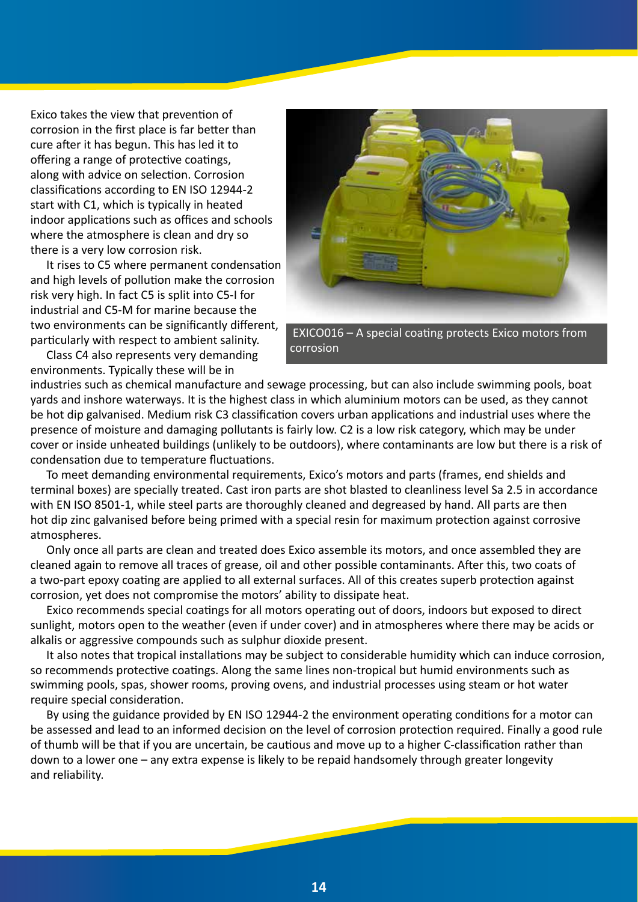Exico takes the view that prevention of corrosion in the first place is far better than cure after it has begun. This has led it to offering a range of protective coatings, along with advice on selection. Corrosion classifications according to EN ISO 12944-2 start with C1, which is typically in heated indoor applications such as offices and schools where the atmosphere is clean and dry so there is a very low corrosion risk.

It rises to C5 where permanent condensation and high levels of pollution make the corrosion risk very high. In fact C5 is split into C5-I for industrial and C5-M for marine because the two environments can be significantly different, particularly with respect to ambient salinity.

EXICO016 – A special coating protects Exico motors from corrosion

Class C4 also represents very demanding environments. Typically these will be in industries such as chemical manufacture and sewage processing, but can also include swimming pools, boat yards and inshore waterways. It is the highest class in which aluminium motors can be used, as they cannot be hot dip galvanised. Medium risk C3 classification covers urban applications and industrial uses where the presence of moisture and damaging pollutants is fairly low. C2 is a low risk category, which may be under cover or inside unheated buildings (unlikely to be outdoors), where contaminants are low but there is a risk of condensation due to temperature fluctuations.

To meet demanding environmental requirements, Exico's motors and parts (frames, end shields and terminal boxes) are specially treated. Cast iron parts are shot blasted to cleanliness level Sa 2.5 in accordance with EN ISO 8501-1, while steel parts are thoroughly cleaned and degreased by hand. All parts are then hot dip zinc galvanised before being primed with a special resin for maximum protection against corrosive atmospheres.

Only once all parts are clean and treated does Exico assemble its motors, and once assembled they are cleaned again to remove all traces of grease, oil and other possible contaminants. After this, two coats of a two-part epoxy coating are applied to all external surfaces. All of this creates superb protection against corrosion, yet does not compromise the motors' ability to dissipate heat.

Exico recommends special coatings for all motors operating out of doors, indoors but exposed to direct sunlight, motors open to the weather (even if under cover) and in atmospheres where there may be acids or alkalis or aggressive compounds such as sulphur dioxide present.

It also notes that tropical installations may be subject to considerable humidity which can induce corrosion, so recommends protective coatings. Along the same lines non-tropical but humid environments such as swimming pools, spas, shower rooms, proving ovens, and industrial processes using steam or hot water require special consideration.

By using the guidance provided by EN ISO 12944-2 the environment operating conditions for a motor can be assessed and lead to an informed decision on the level of corrosion protection required. Finally a good rule of thumb will be that if you are uncertain, be cautious and move up to a higher C-classification rather than down to a lower one – any extra expense is likely to be repaid handsomely through greater longevity and reliability.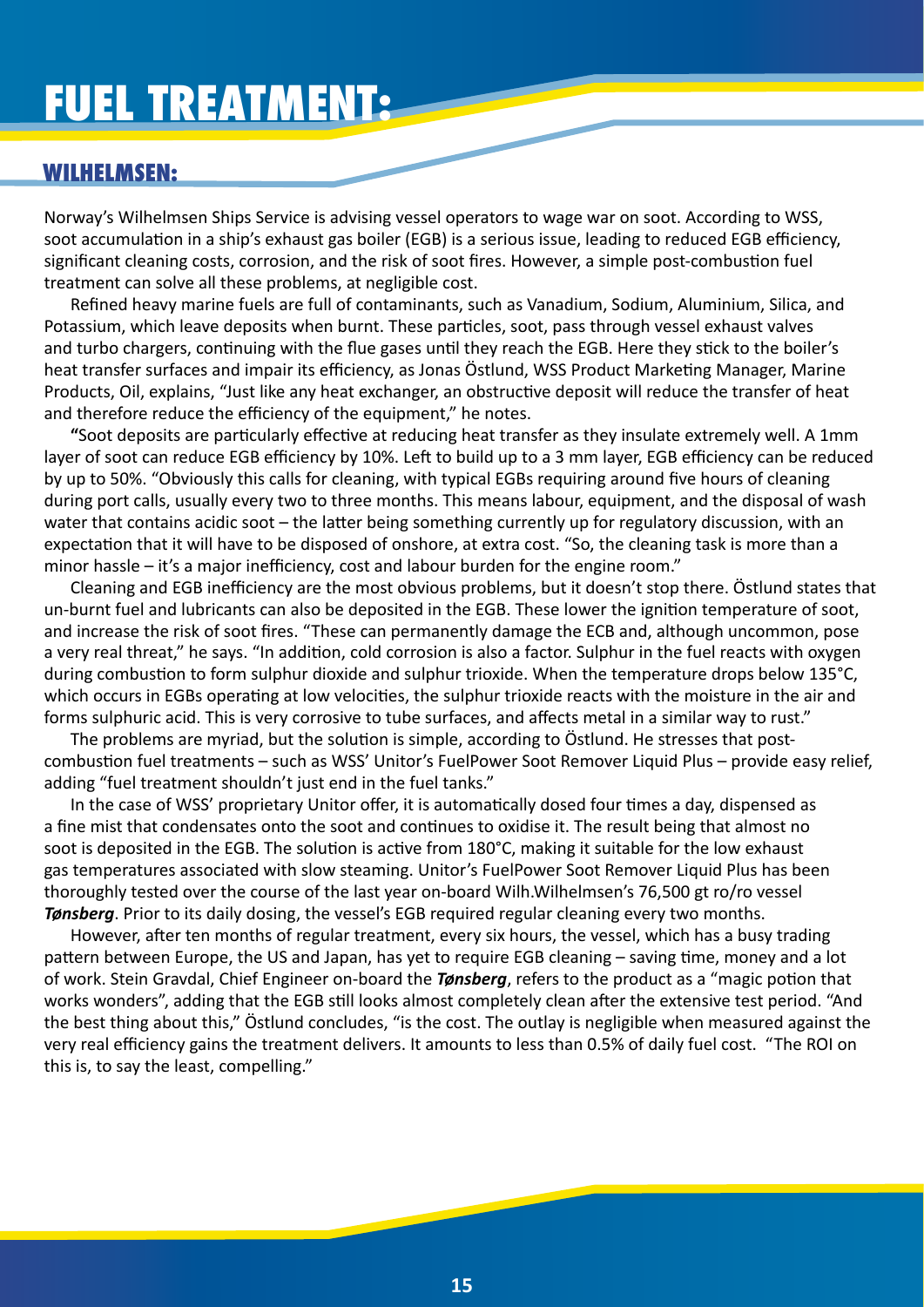# FUEL TREATMENT:

## WILHELMSEN:

Norway's Wilhelmsen Ships Service is advising vessel operators to wage war on soot. According to WSS, soot accumulation in a ship's exhaust gas boiler (EGB) is a serious issue, leading to reduced EGB efficiency, significant cleaning costs, corrosion, and the risk of soot fires. However, a simple post-combustion fuel treatment can solve all these problems, at negligible cost.

Refined heavy marine fuels are full of contaminants, such as Vanadium, Sodium, Aluminium, Silica, and Potassium, which leave deposits when burnt. These particles, soot, pass through vessel exhaust valves and turbo chargers, continuing with the flue gases until they reach the EGB. Here they stick to the boiler's heat transfer surfaces and impair its efficiency, as Jonas Östlund, WSS Product Marketing Manager, Marine Products, Oil, explains, "Just like any heat exchanger, an obstructive deposit will reduce the transfer of heat and therefore reduce the efficiency of the equipment," he notes.

**"**Soot deposits are particularly effective at reducing heat transfer as they insulate extremely well. A 1mm layer of soot can reduce EGB efficiency by 10%. Left to build up to a 3 mm layer, EGB efficiency can be reduced by up to 50%. "Obviously this calls for cleaning, with typical EGBs requiring around five hours of cleaning during port calls, usually every two to three months. This means labour, equipment, and the disposal of wash water that contains acidic soot – the latter being something currently up for regulatory discussion, with an expectation that it will have to be disposed of onshore, at extra cost. "So, the cleaning task is more than a minor hassle – it's a major inefficiency, cost and labour burden for the engine room."

Cleaning and EGB inefficiency are the most obvious problems, but it doesn't stop there. Östlund states that un-burnt fuel and lubricants can also be deposited in the EGB. These lower the ignition temperature of soot, and increase the risk of soot fires. "These can permanently damage the ECB and, although uncommon, pose a very real threat," he says. "In addition, cold corrosion is also a factor. Sulphur in the fuel reacts with oxygen during combustion to form sulphur dioxide and sulphur trioxide. When the temperature drops below 135°C, which occurs in EGBs operating at low velocities, the sulphur trioxide reacts with the moisture in the air and forms sulphuric acid. This is very corrosive to tube surfaces, and affects metal in a similar way to rust."

The problems are myriad, but the solution is simple, according to Östlund. He stresses that post-combustion fuel treatments – such as WSS' Unitor's FuelPower Soot Remover Liquid Plus – provide easy relief, adding "fuel treatment shouldn't just end in the fuel tanks."

In the case of WSS' proprietary Unitor offer, it is automatically dosed four times a day, dispensed as a fine mist that condensates onto the soot and continues to oxidise it. The result being that almost no soot is deposited in the EGB. The solution is active from 180°C, making it suitable for the low exhaust gas temperatures associated with slow steaming. Unitor's FuelPower Soot Remover Liquid Plus has been thoroughly tested over the course of the last year on-board Wilh.Wilhelmsen's 76,500 gt ro/ro vessel ***Tønsberg***. Prior to its daily dosing, the vessel's EGB required regular cleaning every two months.

However, after ten months of regular treatment, every six hours, the vessel, which has a busy trading pattern between Europe, the US and Japan, has yet to require EGB cleaning – saving time, money and a lot of work. Stein Gravdal, Chief Engineer on-board the ***Tønsberg***, refers to the product as a "magic potion that works wonders", adding that the EGB still looks almost completely clean after the extensive test period. "And the best thing about this," Östlund concludes, "is the cost. The outlay is negligible when measured against the very real efficiency gains the treatment delivers. It amounts to less than 0.5% of daily fuel cost. "The ROI on this is, to say the least, compelling."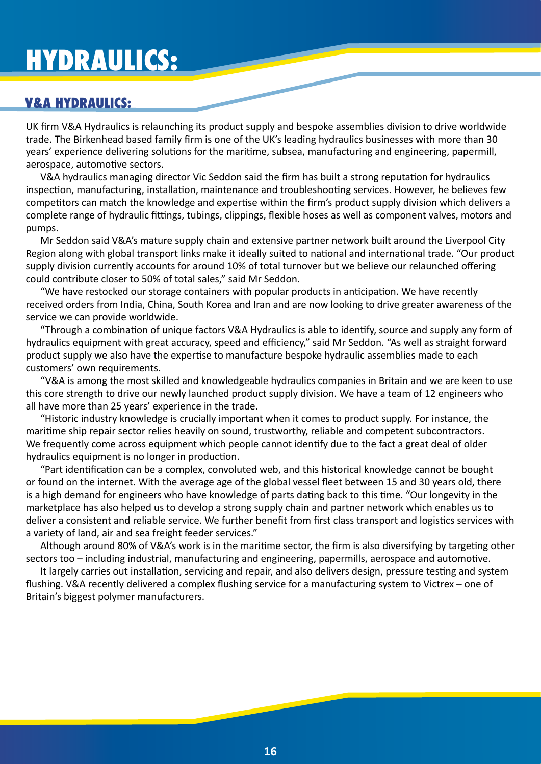# HYDRAULICS:

## V&A HYDRAULICS:

UK firm V&A Hydraulics is relaunching its product supply and bespoke assemblies division to drive worldwide trade. The Birkenhead based family firm is one of the UK's leading hydraulics businesses with more than 30 years' experience delivering solutions for the maritime, subsea, manufacturing and engineering, papermill, aerospace, automotive sectors.

V&A hydraulics managing director Vic Seddon said the firm has built a strong reputation for hydraulics inspection, manufacturing, installation, maintenance and troubleshooting services. However, he believes few competitors can match the knowledge and expertise within the firm's product supply division which delivers a complete range of hydraulic fittings, tubings, clippings, flexible hoses as well as component valves, motors and pumps.

Mr Seddon said V&A's mature supply chain and extensive partner network built around the Liverpool City Region along with global transport links make it ideally suited to national and international trade. "Our product supply division currently accounts for around 10% of total turnover but we believe our relaunched offering could contribute closer to 50% of total sales," said Mr Seddon.

"We have restocked our storage containers with popular products in anticipation. We have recently received orders from India, China, South Korea and Iran and are now looking to drive greater awareness of the service we can provide worldwide.

"Through a combination of unique factors V&A Hydraulics is able to identify, source and supply any form of hydraulics equipment with great accuracy, speed and efficiency," said Mr Seddon. "As well as straight forward product supply we also have the expertise to manufacture bespoke hydraulic assemblies made to each customers' own requirements.

"V&A is among the most skilled and knowledgeable hydraulics companies in Britain and we are keen to use this core strength to drive our newly launched product supply division. We have a team of 12 engineers who all have more than 25 years' experience in the trade.

"Historic industry knowledge is crucially important when it comes to product supply. For instance, the maritime ship repair sector relies heavily on sound, trustworthy, reliable and competent subcontractors. We frequently come across equipment which people cannot identify due to the fact a great deal of older hydraulics equipment is no longer in production.

"Part identification can be a complex, convoluted web, and this historical knowledge cannot be bought or found on the internet. With the average age of the global vessel fleet between 15 and 30 years old, there is a high demand for engineers who have knowledge of parts dating back to this time. "Our longevity in the marketplace has also helped us to develop a strong supply chain and partner network which enables us to deliver a consistent and reliable service. We further benefit from first class transport and logistics services with a variety of land, air and sea freight feeder services."

Although around 80% of V&A's work is in the maritime sector, the firm is also diversifying by targeting other sectors too – including industrial, manufacturing and engineering, papermills, aerospace and automotive.

It largely carries out installation, servicing and repair, and also delivers design, pressure testing and system flushing. V&A recently delivered a complex flushing service for a manufacturing system to Victrex – one of Britain's biggest polymer manufacturers.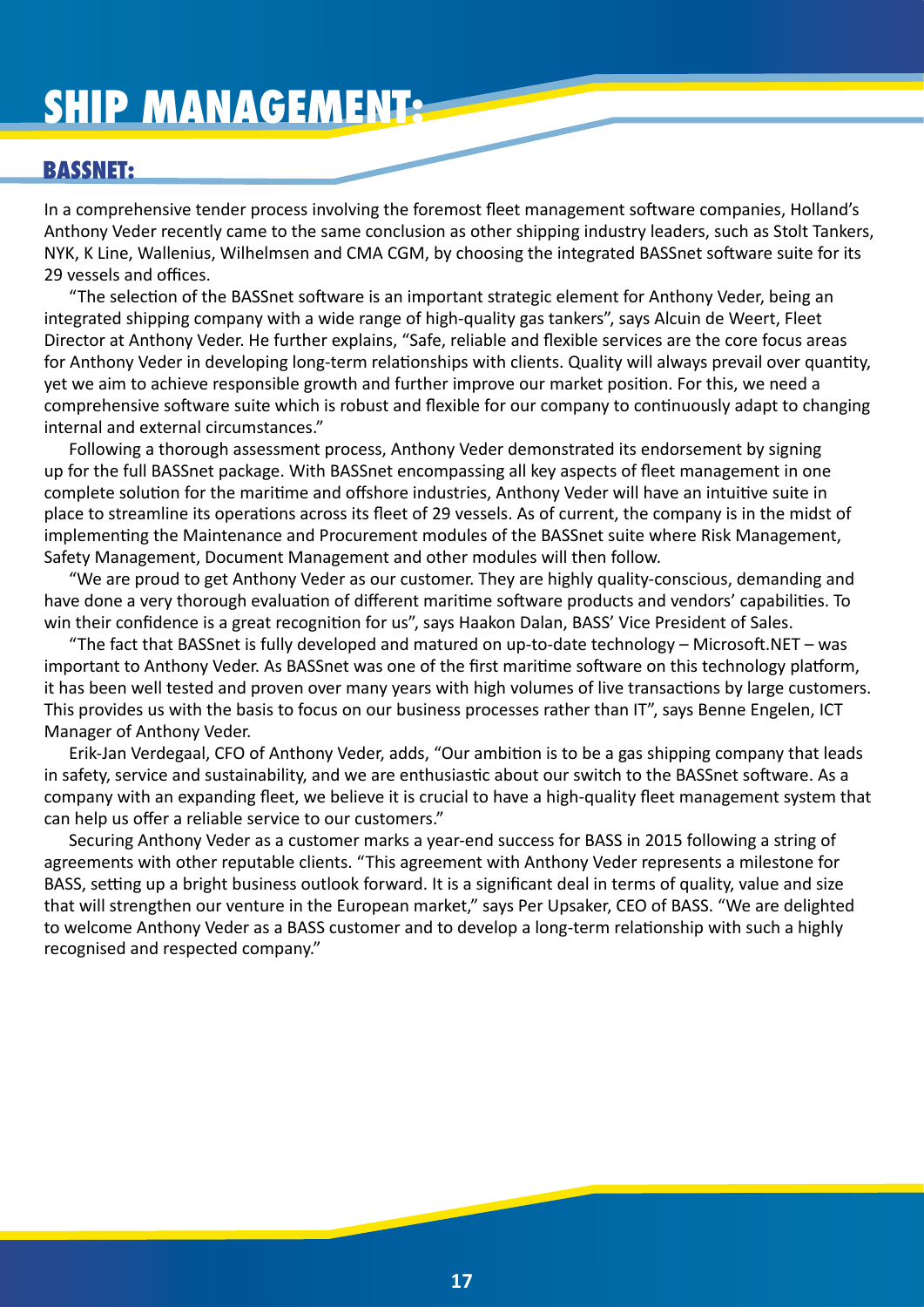# SHIP MANAGEMENT:

## BASSNET:

In a comprehensive tender process involving the foremost fleet management software companies, Holland's Anthony Veder recently came to the same conclusion as other shipping industry leaders, such as Stolt Tankers, NYK, K Line, Wallenius, Wilhelmsen and CMA CGM, by choosing the integrated BASSnet software suite for its 29 vessels and offices.

"The selection of the BASSnet software is an important strategic element for Anthony Veder, being an integrated shipping company with a wide range of high-quality gas tankers", says Alcuin de Weert, Fleet Director at Anthony Veder. He further explains, "Safe, reliable and flexible services are the core focus areas for Anthony Veder in developing long-term relationships with clients. Quality will always prevail over quantity, yet we aim to achieve responsible growth and further improve our market position. For this, we need a comprehensive software suite which is robust and flexible for our company to continuously adapt to changing internal and external circumstances."

Following a thorough assessment process, Anthony Veder demonstrated its endorsement by signing up for the full BASSnet package. With BASSnet encompassing all key aspects of fleet management in one complete solution for the maritime and offshore industries, Anthony Veder will have an intuitive suite in place to streamline its operations across its fleet of 29 vessels. As of current, the company is in the midst of implementing the Maintenance and Procurement modules of the BASSnet suite where Risk Management, Safety Management, Document Management and other modules will then follow.

"We are proud to get Anthony Veder as our customer. They are highly quality-conscious, demanding and have done a very thorough evaluation of different maritime software products and vendors' capabilities. To win their confidence is a great recognition for us", says Haakon Dalan, BASS' Vice President of Sales.

"The fact that BASSnet is fully developed and matured on up-to-date technology – Microsoft.NET – was important to Anthony Veder. As BASSnet was one of the first maritime software on this technology platform, it has been well tested and proven over many years with high volumes of live transactions by large customers. This provides us with the basis to focus on our business processes rather than IT", says Benne Engelen, ICT Manager of Anthony Veder.

Erik-Jan Verdegaal, CFO of Anthony Veder, adds, "Our ambition is to be a gas shipping company that leads in safety, service and sustainability, and we are enthusiastic about our switch to the BASSnet software. As a company with an expanding fleet, we believe it is crucial to have a high-quality fleet management system that can help us offer a reliable service to our customers."

Securing Anthony Veder as a customer marks a year-end success for BASS in 2015 following a string of agreements with other reputable clients. "This agreement with Anthony Veder represents a milestone for BASS, setting up a bright business outlook forward. It is a significant deal in terms of quality, value and size that will strengthen our venture in the European market," says Per Upsaker, CEO of BASS. "We are delighted to welcome Anthony Veder as a BASS customer and to develop a long-term relationship with such a highly recognised and respected company."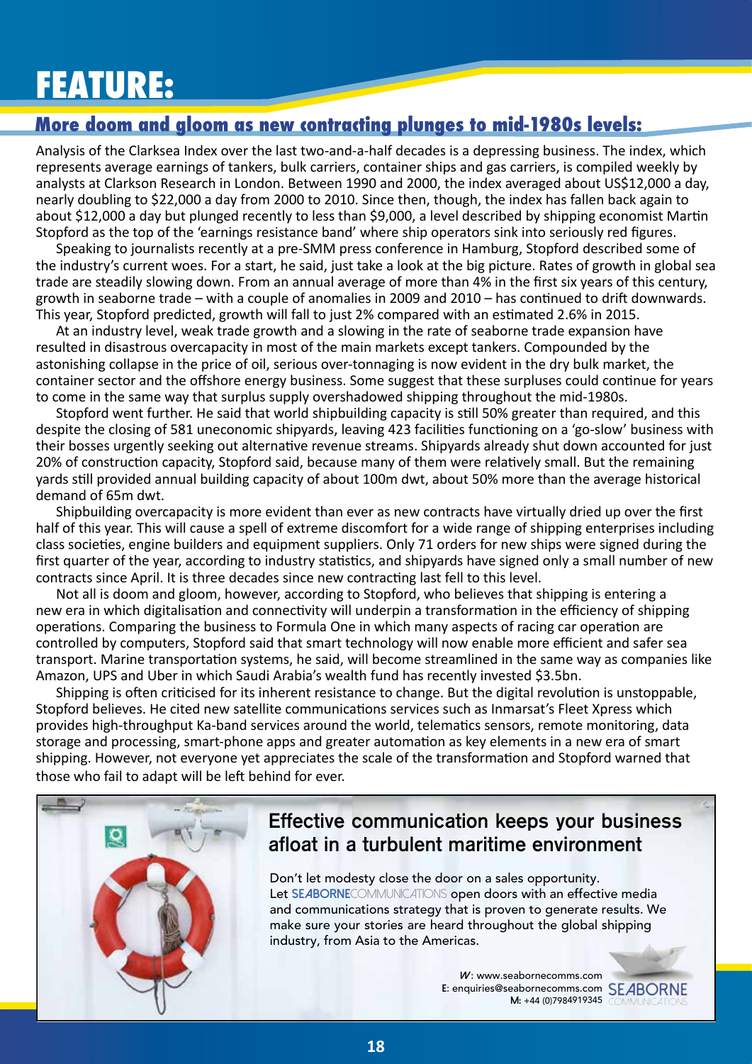# FEATURE:

## More doom and gloom as new contracting plunges to mid-1980s levels:

Analysis of the Clarksea Index over the last two-and-a-half decades is a depressing business. The index, which represents average earnings of tankers, bulk carriers, container ships and gas carriers, is compiled weekly by analysts at Clarkson Research in London. Between 1990 and 2000, the index averaged about US$12,000 a day, nearly doubling to $22,000 a day from 2000 to 2010. Since then, though, the index has fallen back again to about $12,000 a day but plunged recently to less than $9,000, a level described by shipping economist Martin Stopford as the top of the 'earnings resistance band' where ship operators sink into seriously red figures.

Speaking to journalists recently at a pre-SMM press conference in Hamburg, Stopford described some of the industry's current woes. For a start, he said, just take a look at the big picture. Rates of growth in global sea trade are steadily slowing down. From an annual average of more than 4% in the first six years of this century, growth in seaborne trade – with a couple of anomalies in 2009 and 2010 – has continued to drift downwards. This year, Stopford predicted, growth will fall to just 2% compared with an estimated 2.6% in 2015.

At an industry level, weak trade growth and a slowing in the rate of seaborne trade expansion have resulted in disastrous overcapacity in most of the main markets except tankers. Compounded by the astonishing collapse in the price of oil, serious over-tonnaging is now evident in the dry bulk market, the container sector and the offshore energy business. Some suggest that these surpluses could continue for years to come in the same way that surplus supply overshadowed shipping throughout the mid-1980s.

Stopford went further. He said that world shipbuilding capacity is still 50% greater than required, and this despite the closing of 581 uneconomic shipyards, leaving 423 facilities functioning on a 'go-slow' business with their bosses urgently seeking out alternative revenue streams. Shipyards already shut down accounted for just 20% of construction capacity, Stopford said, because many of them were relatively small. But the remaining yards still provided annual building capacity of about 100m dwt, about 50% more than the average historical demand of 65m dwt.

Shipbuilding overcapacity is more evident than ever as new contracts have virtually dried up over the first half of this year. This will cause a spell of extreme discomfort for a wide range of shipping enterprises including class societies, engine builders and equipment suppliers. Only 71 orders for new ships were signed during the first quarter of the year, according to industry statistics, and shipyards have signed only a small number of new contracts since April. It is three decades since new contracting last fell to this level.

Not all is doom and gloom, however, according to Stopford, who believes that shipping is entering a new era in which digitalisation and connectivity will underpin a transformation in the efficiency of shipping operations. Comparing the business to Formula One in which many aspects of racing car operation are controlled by computers, Stopford said that smart technology will now enable more efficient and safer sea transport. Marine transportation systems, he said, will become streamlined in the same way as companies like Amazon, UPS and Uber in which Saudi Arabia's wealth fund has recently invested $3.5bn.

Shipping is often criticised for its inherent resistance to change. But the digital revolution is unstoppable, Stopford believes. He cited new satellite communications services such as Inmarsat's Fleet Xpress which provides high-throughput Ka-band services around the world, telematics sensors, remote monitoring, data storage and processing, smart-phone apps and greater automation as key elements in a new era of smart shipping. However, not everyone yet appreciates the scale of the transformation and Stopford warned that those who fail to adapt will be left behind for ever.

**Effective communication keeps your business afloat in a turbulent maritime environment**

Don't let modesty close the door on a sales opportunity. Let SEABORNECOMMUNICATIONS open doors with an effective media and communications strategy that is proven to generate results. We make sure your stories are heard throughout the global shipping industry, from Asia to the Americas.

W: www.seabornecomms.com
E: enquiries@seabornecomms.com
M: +44 (0)7984919345

SEABORNE COMMUNICATIONS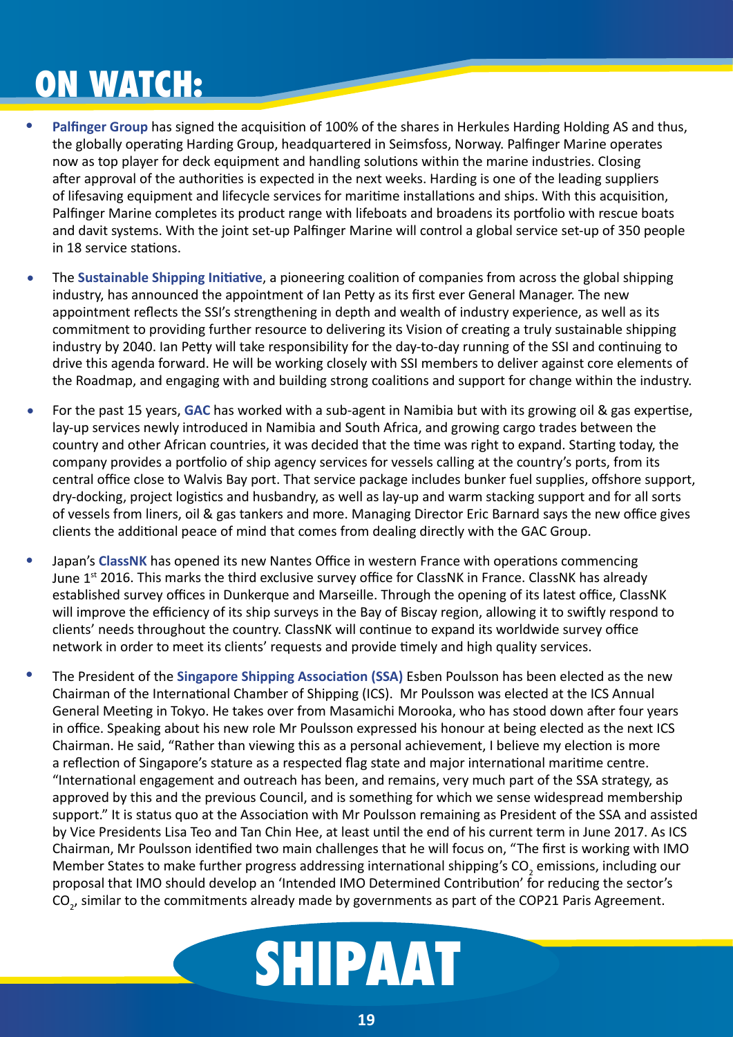# ON WATCH:

- **Palfinger Group** has signed the acquisition of 100% of the shares in Herkules Harding Holding AS and thus, the globally operating Harding Group, headquartered in Seimsfoss, Norway. Palfinger Marine operates now as top player for deck equipment and handling solutions within the marine industries. Closing after approval of the authorities is expected in the next weeks. Harding is one of the leading suppliers of lifesaving equipment and lifecycle services for maritime installations and ships. With this acquisition, Palfinger Marine completes its product range with lifeboats and broadens its portfolio with rescue boats and davit systems. With the joint set-up Palfinger Marine will control a global service set-up of 350 people in 18 service stations.

- The **Sustainable Shipping Initiative**, a pioneering coalition of companies from across the global shipping industry, has announced the appointment of Ian Petty as its first ever General Manager. The new appointment reflects the SSI's strengthening in depth and wealth of industry experience, as well as its commitment to providing further resource to delivering its Vision of creating a truly sustainable shipping industry by 2040. Ian Petty will take responsibility for the day-to-day running of the SSI and continuing to drive this agenda forward. He will be working closely with SSI members to deliver against core elements of the Roadmap, and engaging with and building strong coalitions and support for change within the industry.

- For the past 15 years, **GAC** has worked with a sub-agent in Namibia but with its growing oil & gas expertise, lay-up services newly introduced in Namibia and South Africa, and growing cargo trades between the country and other African countries, it was decided that the time was right to expand. Starting today, the company provides a portfolio of ship agency services for vessels calling at the country's ports, from its central office close to Walvis Bay port. That service package includes bunker fuel supplies, offshore support, dry-docking, project logistics and husbandry, as well as lay-up and warm stacking support and for all sorts of vessels from liners, oil & gas tankers and more. Managing Director Eric Barnard says the new office gives clients the additional peace of mind that comes from dealing directly with the GAC Group.

- Japan's **ClassNK** has opened its new Nantes Office in western France with operations commencing June 1st 2016. This marks the third exclusive survey office for ClassNK in France. ClassNK has already established survey offices in Dunkerque and Marseille. Through the opening of its latest office, ClassNK will improve the efficiency of its ship surveys in the Bay of Biscay region, allowing it to swiftly respond to clients' needs throughout the country. ClassNK will continue to expand its worldwide survey office network in order to meet its clients' requests and provide timely and high quality services.

- The President of the **Singapore Shipping Association (SSA)** Esben Poulsson has been elected as the new Chairman of the International Chamber of Shipping (ICS). Mr Poulsson was elected at the ICS Annual General Meeting in Tokyo. He takes over from Masamichi Morooka, who has stood down after four years in office. Speaking about his new role Mr Poulsson expressed his honour at being elected as the next ICS Chairman. He said, "Rather than viewing this as a personal achievement, I believe my election is more a reflection of Singapore's stature as a respected flag state and major international maritime centre. "International engagement and outreach has been, and remains, very much part of the SSA strategy, as approved by this and the previous Council, and is something for which we sense widespread membership support." It is status quo at the Association with Mr Poulsson remaining as President of the SSA and assisted by Vice Presidents Lisa Teo and Tan Chin Hee, at least until the end of his current term in June 2017. As ICS Chairman, Mr Poulsson identified two main challenges that he will focus on, "The first is working with IMO Member States to make further progress addressing international shipping's $CO_2$ emissions, including our proposal that IMO should develop an 'Intended IMO Determined Contribution' for reducing the sector's $CO_2$, similar to the commitments already made by governments as part of the COP21 Paris Agreement.

SHIPAAT